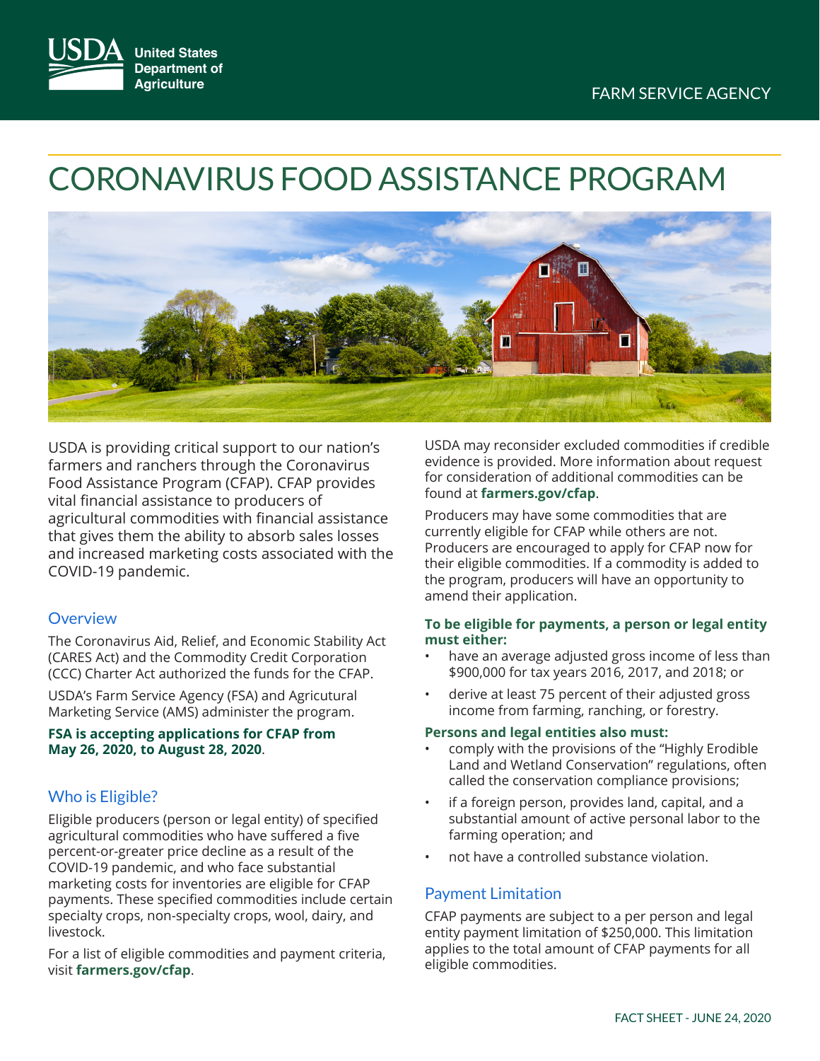# CORONAVIRUS FOOD ASSISTANCE PROGRAM

USDA is providing critical support to our nation's farmers and ranchers through the Coronavirus Food Assistance Program (CFAP). CFAP provides vital financial assistance to producers of agricultural commodities with financial assistance that gives them the ability to absorb sales losses and increased marketing costs associated with the COVID-19 pandemic.

## Overview

The Coronavirus Aid, Relief, and Economic Stability Act (CARES Act) and the Commodity Credit Corporation (CCC) Charter Act authorized the funds for the CFAP.

USDA's Farm Service Agency (FSA) and Agricultural Marketing Service (AMS) administer the program.

**FSA is accepting applications for CFAP from May 26, 2020, to August 28, 2020**.

## Who is Eligible?

Eligible producers (person or legal entity) of specified agricultural commodities who have suffered a five percent-or-greater price decline as a result of the COVID-19 pandemic, and who face substantial marketing costs for inventories are eligible for CFAP payments. These specified commodities include certain specialty crops, non-specialty crops, wool, dairy, and livestock.

For a list of eligible commodities and payment criteria, visit **farmers.gov/cfap**.

USDA may reconsider excluded commodities if credible evidence is provided. More information about request for consideration of additional commodities can be found at **farmers.gov/cfap**.

Producers may have some commodities that are currently eligible for CFAP while others are not. Producers are encouraged to apply for CFAP now for their eligible commodities. If a commodity is added to the program, producers will have an opportunity to amend their application.

**To be eligible for payments, a person or legal entity must either:**

- have an average adjusted gross income of less than $900,000 for tax years 2016, 2017, and 2018; or
- derive at least 75 percent of their adjusted gross income from farming, ranching, or forestry.

**Persons and legal entities also must:**

- comply with the provisions of the "Highly Erodible Land and Wetland Conservation" regulations, often called the conservation compliance provisions;
- if a foreign person, provides land, capital, and a substantial amount of active personal labor to the farming operation; and
- not have a controlled substance violation.

## Payment Limitation

CFAP payments are subject to a per person and legal entity payment limitation of $250,000. This limitation applies to the total amount of CFAP payments for all eligible commodities.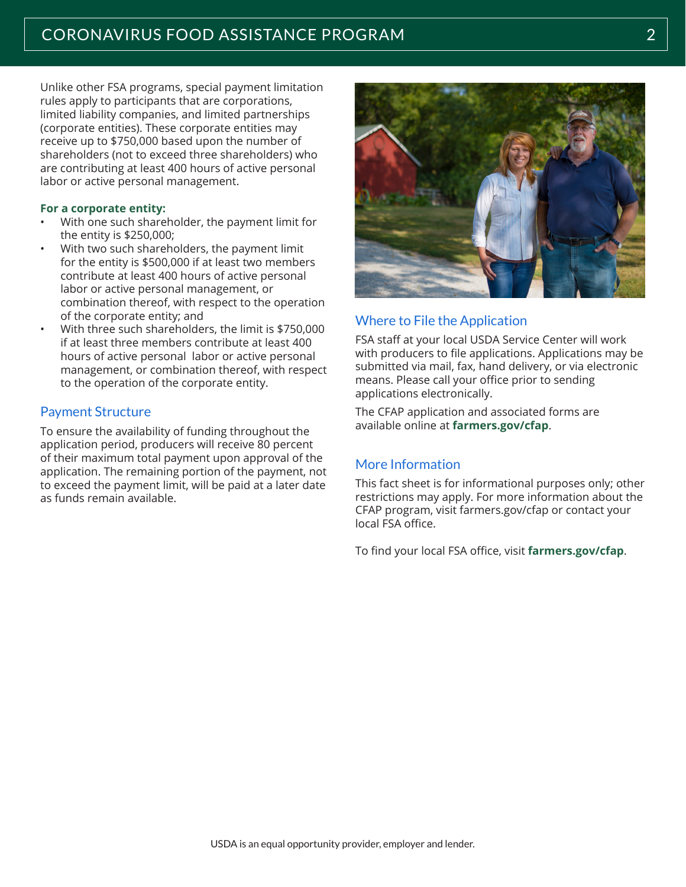Unlike other FSA programs, special payment limitation rules apply to participants that are corporations, limited liability companies, and limited partnerships (corporate entities). These corporate entities may receive up to $750,000 based upon the number of shareholders (not to exceed three shareholders) who are contributing at least 400 hours of active personal labor or active personal management.

**For a corporate entity:**

- With one such shareholder, the payment limit for the entity is $250,000;
- With two such shareholders, the payment limit for the entity is $500,000 if at least two members contribute at least 400 hours of active personal labor or active personal management, or combination thereof, with respect to the operation of the corporate entity; and
- With three such shareholders, the limit is $750,000 if at least three members contribute at least 400 hours of active personal labor or active personal management, or combination thereof, with respect to the operation of the corporate entity.

## Payment Structure

To ensure the availability of funding throughout the application period, producers will receive 80 percent of their maximum total payment upon approval of the application. The remaining portion of the payment, not to exceed the payment limit, will be paid at a later date as funds remain available.

## Where to File the Application

FSA staff at your local USDA Service Center will work with producers to file applications. Applications may be submitted via mail, fax, hand delivery, or via electronic means. Please call your office prior to sending applications electronically.

The CFAP application and associated forms are available online at **farmers.gov/cfap**.

## More Information

This fact sheet is for informational purposes only; other restrictions may apply. For more information about the CFAP program, visit farmers.gov/cfap or contact your local FSA office.

To find your local FSA office, visit **farmers.gov/cfap**.

USDA is an equal opportunity provider, employer and lender.